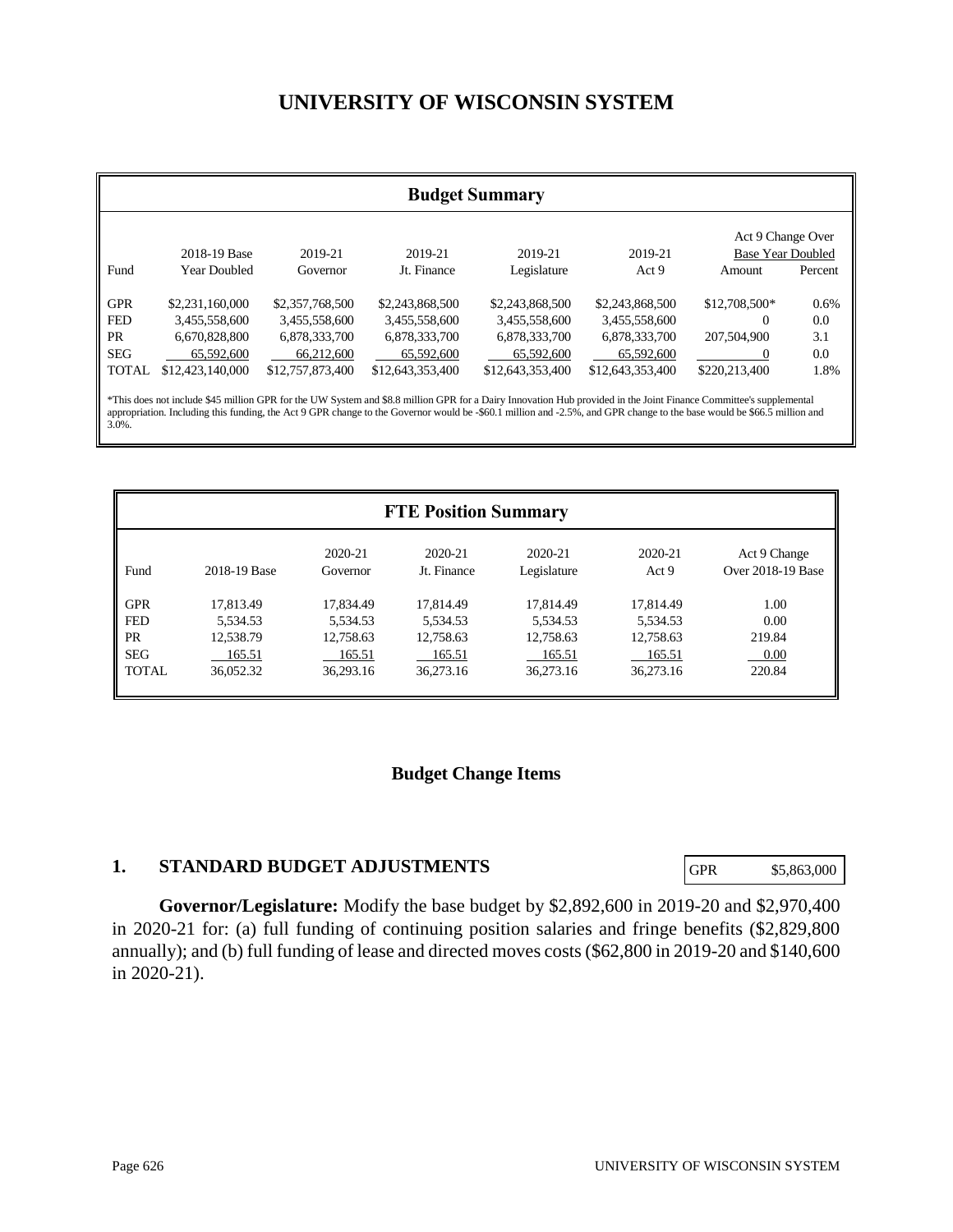# UNIVERSITY OF WISCONSIN SYSTEM

## Budget Summary

| Fund | 2018-19 Base Year Doubled | 2019-21 Governor | 2019-21 Jt. Finance | 2019-21 Legislature | 2019-21 Act 9 | Act 9 Change Over Base Year Doubled Amount | Percent |
|---|---|---|---|---|---|---|---|
| GPR | $2,231,160,000 | $2,357,768,500 | $2,243,868,500 | $2,243,868,500 | $2,243,868,500 | $12,708,500* | 0.6% |
| FED | 3,455,558,600 | 3,455,558,600 | 3,455,558,600 | 3,455,558,600 | 3,455,558,600 | 0 | 0.0 |
| PR | 6,670,828,800 | 6,878,333,700 | 6,878,333,700 | 6,878,333,700 | 6,878,333,700 | 207,504,900 | 3.1 |
| SEG | 65,592,600 | 66,212,600 | 65,592,600 | 65,592,600 | 65,592,600 | 0 | 0.0 |
| TOTAL | $12,423,140,000 | $12,757,873,400 | $12,643,353,400 | $12,643,353,400 | $12,643,353,400 | $220,213,400 | 1.8% |

*This does not include $45 million GPR for the UW System and $8.8 million GPR for a Dairy Innovation Hub provided in the Joint Finance Committee's supplemental appropriation. Including this funding, the Act 9 GPR change to the Governor would be -$60.1 million and -2.5%, and GPR change to the base would be $66.5 million and 3.0%.

## FTE Position Summary

| Fund | 2018-19 Base | 2020-21 Governor | 2020-21 Jt. Finance | 2020-21 Legislature | 2020-21 Act 9 | Act 9 Change Over 2018-19 Base |
|---|---|---|---|---|---|---|
| GPR | 17,813.49 | 17,834.49 | 17,814.49 | 17,814.49 | 17,814.49 | 1.00 |
| FED | 5,534.53 | 5,534.53 | 5,534.53 | 5,534.53 | 5,534.53 | 0.00 |
| PR | 12,538.79 | 12,758.63 | 12,758.63 | 12,758.63 | 12,758.63 | 219.84 |
| SEG | 165.51 | 165.51 | 165.51 | 165.51 | 165.51 | 0.00 |
| TOTAL | 36,052.32 | 36,293.16 | 36,273.16 | 36,273.16 | 36,273.16 | 220.84 |

## Budget Change Items

### 1. STANDARD BUDGET ADJUSTMENTS

| GPR | $5,863,000 |
|---|---|

**Governor/Legislature:** Modify the base budget by $2,892,600 in 2019-20 and $2,970,400 in 2020-21 for: (a) full funding of continuing position salaries and fringe benefits ($2,829,800 annually); and (b) full funding of lease and directed moves costs ($62,800 in 2019-20 and $140,600 in 2020-21).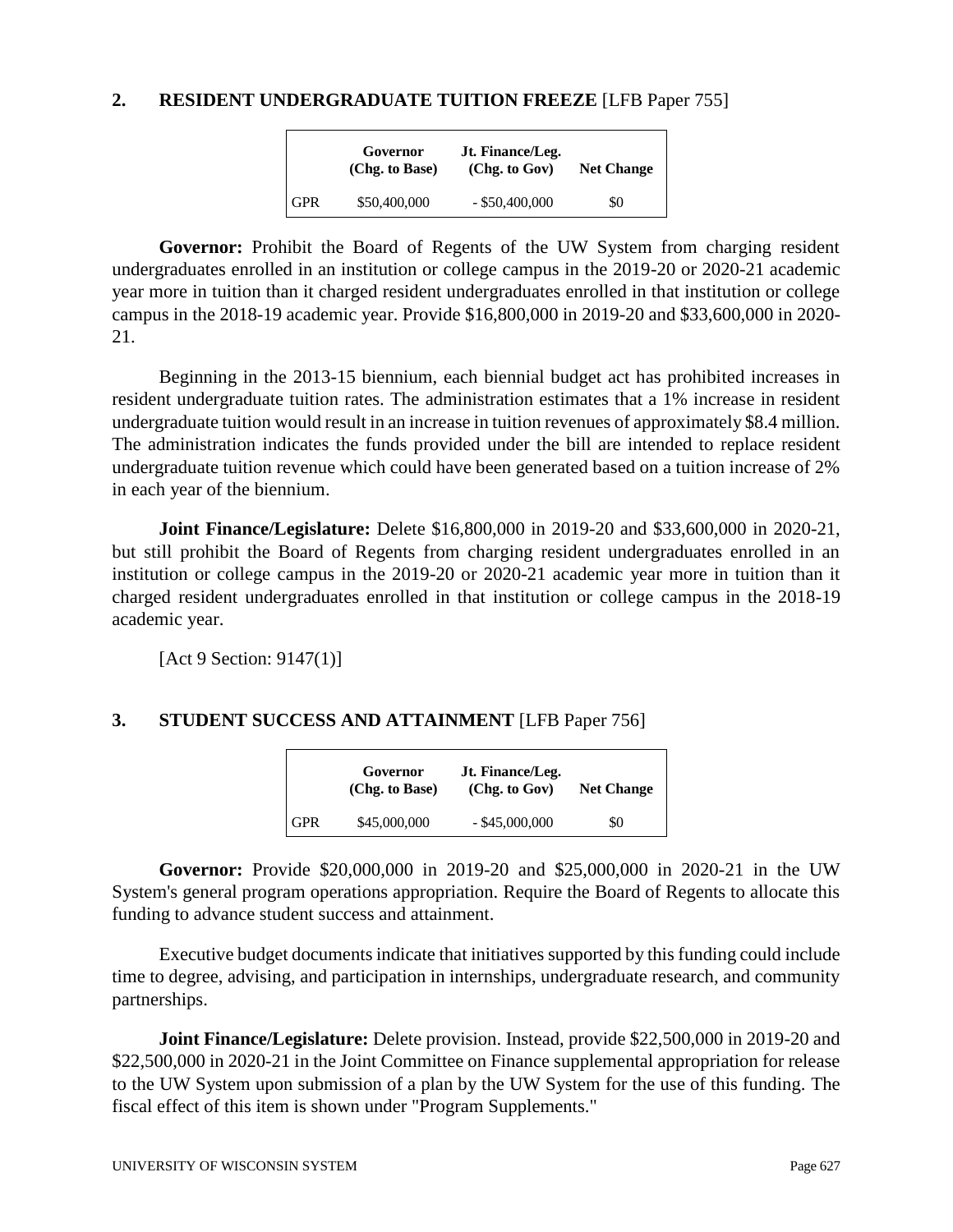## 2. RESIDENT UNDERGRADUATE TUITION FREEZE [LFB Paper 755]

| | Governor (Chg. to Base) | Jt. Finance/Leg. (Chg. to Gov) | Net Change |
|---|---|---|---|
| GPR | $50,400,000 | - $50,400,000 | $0 |

**Governor:** Prohibit the Board of Regents of the UW System from charging resident undergraduates enrolled in an institution or college campus in the 2019-20 or 2020-21 academic year more in tuition than it charged resident undergraduates enrolled in that institution or college campus in the 2018-19 academic year. Provide $16,800,000 in 2019-20 and $33,600,000 in 2020-21.

Beginning in the 2013-15 biennium, each biennial budget act has prohibited increases in resident undergraduate tuition rates. The administration estimates that a 1% increase in resident undergraduate tuition would result in an increase in tuition revenues of approximately $8.4 million. The administration indicates the funds provided under the bill are intended to replace resident undergraduate tuition revenue which could have been generated based on a tuition increase of 2% in each year of the biennium.

**Joint Finance/Legislature:** Delete $16,800,000 in 2019-20 and $33,600,000 in 2020-21, but still prohibit the Board of Regents from charging resident undergraduates enrolled in an institution or college campus in the 2019-20 or 2020-21 academic year more in tuition than it charged resident undergraduates enrolled in that institution or college campus in the 2018-19 academic year.

[Act 9 Section: 9147(1)]

## 3. STUDENT SUCCESS AND ATTAINMENT [LFB Paper 756]

| | Governor (Chg. to Base) | Jt. Finance/Leg. (Chg. to Gov) | Net Change |
|---|---|---|---|
| GPR | $45,000,000 | - $45,000,000 | $0 |

**Governor:** Provide $20,000,000 in 2019-20 and $25,000,000 in 2020-21 in the UW System's general program operations appropriation. Require the Board of Regents to allocate this funding to advance student success and attainment.

Executive budget documents indicate that initiatives supported by this funding could include time to degree, advising, and participation in internships, undergraduate research, and community partnerships.

**Joint Finance/Legislature:** Delete provision. Instead, provide $22,500,000 in 2019-20 and $22,500,000 in 2020-21 in the Joint Committee on Finance supplemental appropriation for release to the UW System upon submission of a plan by the UW System for the use of this funding. The fiscal effect of this item is shown under "Program Supplements."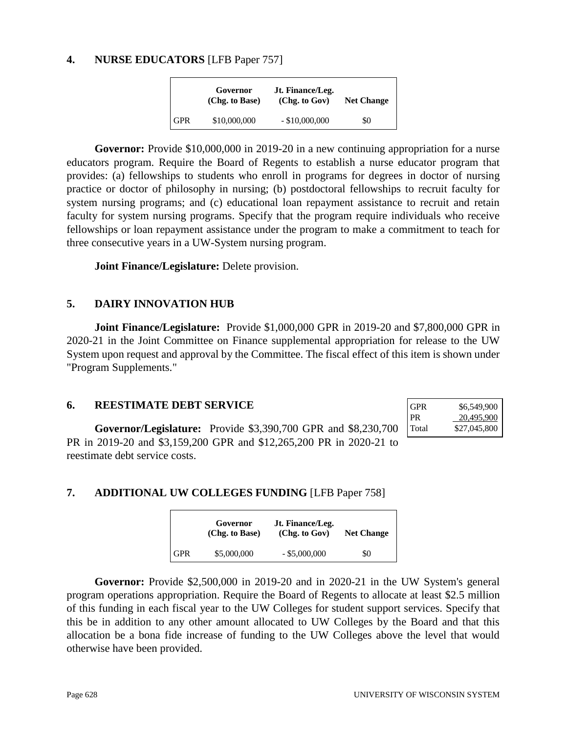### 4. NURSE EDUCATORS [LFB Paper 757]

| | Governor (Chg. to Base) | Jt. Finance/Leg. (Chg. to Gov) | Net Change |
|---|---|---|---|
| GPR | $10,000,000 | - $10,000,000 | $0 |

**Governor:** Provide $10,000,000 in 2019-20 in a new continuing appropriation for a nurse educators program. Require the Board of Regents to establish a nurse educator program that provides: (a) fellowships to students who enroll in programs for degrees in doctor of nursing practice or doctor of philosophy in nursing; (b) postdoctoral fellowships to recruit faculty for system nursing programs; and (c) educational loan repayment assistance to recruit and retain faculty for system nursing programs. Specify that the program require individuals who receive fellowships or loan repayment assistance under the program to make a commitment to teach for three consecutive years in a UW-System nursing program.

**Joint Finance/Legislature:** Delete provision.

### 5. DAIRY INNOVATION HUB

**Joint Finance/Legislature:** Provide $1,000,000 GPR in 2019-20 and $7,800,000 GPR in 2020-21 in the Joint Committee on Finance supplemental appropriation for release to the UW System upon request and approval by the Committee. The fiscal effect of this item is shown under "Program Supplements."

### 6. REESTIMATE DEBT SERVICE

| | |
|---|---|
| GPR | $6,549,900 |
| PR | 20,495,900 |
| Total | $27,045,800 |

**Governor/Legislature:** Provide $3,390,700 GPR and $8,230,700 PR in 2019-20 and $3,159,200 GPR and $12,265,200 PR in 2020-21 to reestimate debt service costs.

### 7. ADDITIONAL UW COLLEGES FUNDING [LFB Paper 758]

| | Governor (Chg. to Base) | Jt. Finance/Leg. (Chg. to Gov) | Net Change |
|---|---|---|---|
| GPR | $5,000,000 | - $5,000,000 | $0 |

**Governor:** Provide $2,500,000 in 2019-20 and in 2020-21 in the UW System's general program operations appropriation. Require the Board of Regents to allocate at least $2.5 million of this funding in each fiscal year to the UW Colleges for student support services. Specify that this be in addition to any other amount allocated to UW Colleges by the Board and that this allocation be a bona fide increase of funding to the UW Colleges above the level that would otherwise have been provided.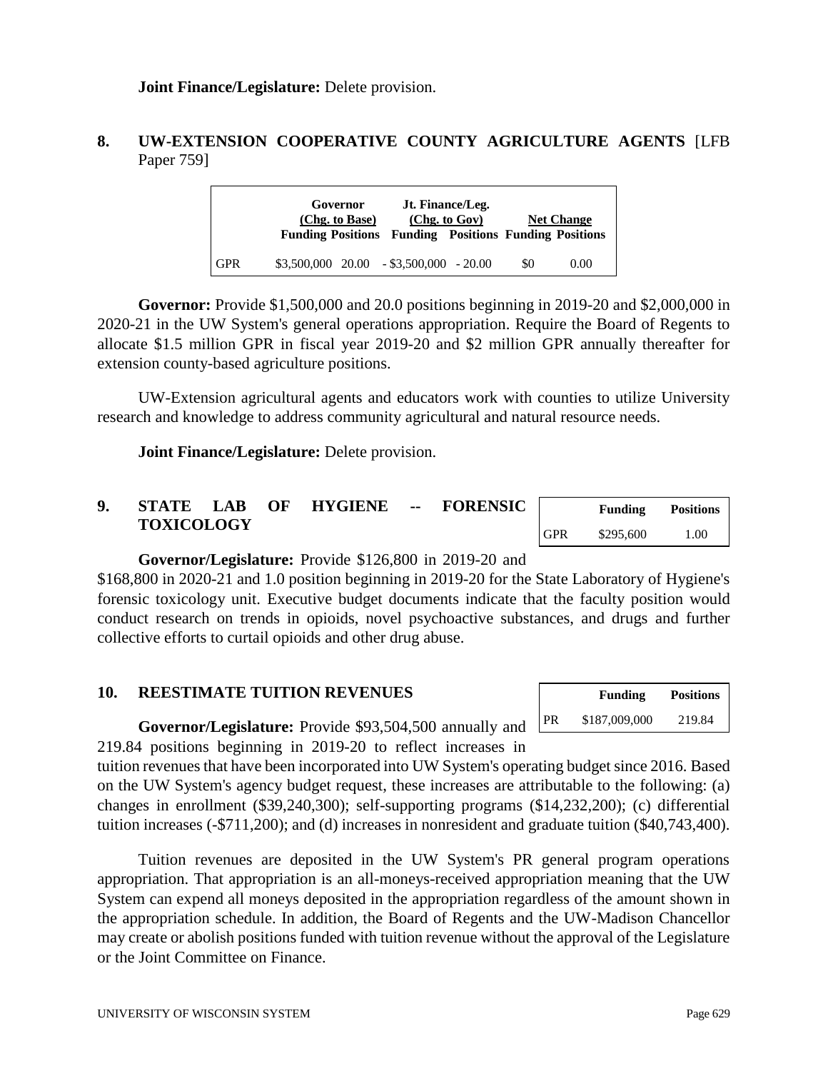**Joint Finance/Legislature:** Delete provision.

## 8. UW-EXTENSION COOPERATIVE COUNTY AGRICULTURE AGENTS [LFB Paper 759]

| | Governor (Chg. to Base) | | Jt. Finance/Leg. (Chg. to Gov) | | Net Change | |
|---|---|---|---|---|---|---|
| | Funding | Positions | Funding | Positions | Funding | Positions |
| GPR | $3,500,000 | 20.00 | - $3,500,000 | - 20.00 | $0 | 0.00 |

**Governor:** Provide $1,500,000 and 20.0 positions beginning in 2019-20 and $2,000,000 in 2020-21 in the UW System's general operations appropriation. Require the Board of Regents to allocate $1.5 million GPR in fiscal year 2019-20 and $2 million GPR annually thereafter for extension county-based agriculture positions.

UW-Extension agricultural agents and educators work with counties to utilize University research and knowledge to address community agricultural and natural resource needs.

**Joint Finance/Legislature:** Delete provision.

## 9. STATE LAB OF HYGIENE -- FORENSIC TOXICOLOGY

| | Funding | Positions |
|---|---|---|
| GPR | $295,600 | 1.00 |

**Governor/Legislature:** Provide $126,800 in 2019-20 and $168,800 in 2020-21 and 1.0 position beginning in 2019-20 for the State Laboratory of Hygiene's forensic toxicology unit. Executive budget documents indicate that the faculty position would conduct research on trends in opioids, novel psychoactive substances, and drugs and further collective efforts to curtail opioids and other drug abuse.

## 10. REESTIMATE TUITION REVENUES

| | Funding | Positions |
|---|---|---|
| PR | $187,009,000 | 219.84 |

**Governor/Legislature:** Provide $93,504,500 annually and 219.84 positions beginning in 2019-20 to reflect increases in tuition revenues that have been incorporated into UW System's operating budget since 2016. Based on the UW System's agency budget request, these increases are attributable to the following: (a) changes in enrollment ($39,240,300); self-supporting programs ($14,232,200); (c) differential tuition increases (-$711,200); and (d) increases in nonresident and graduate tuition ($40,743,400).

Tuition revenues are deposited in the UW System's PR general program operations appropriation. That appropriation is an all-moneys-received appropriation meaning that the UW System can expend all moneys deposited in the appropriation regardless of the amount shown in the appropriation schedule. In addition, the Board of Regents and the UW-Madison Chancellor may create or abolish positions funded with tuition revenue without the approval of the Legislature or the Joint Committee on Finance.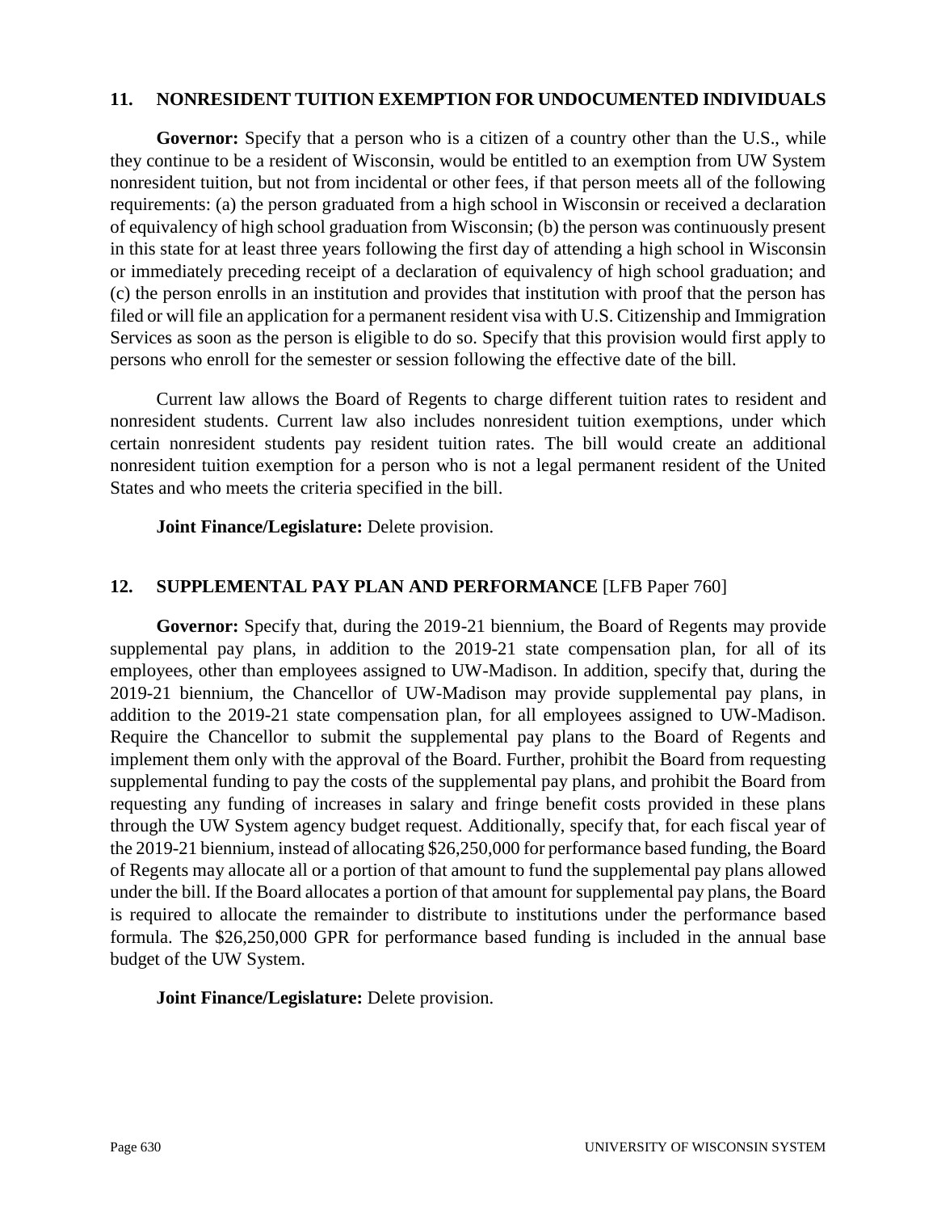## 11. NONRESIDENT TUITION EXEMPTION FOR UNDOCUMENTED INDIVIDUALS

**Governor:** Specify that a person who is a citizen of a country other than the U.S., while they continue to be a resident of Wisconsin, would be entitled to an exemption from UW System nonresident tuition, but not from incidental or other fees, if that person meets all of the following requirements: (a) the person graduated from a high school in Wisconsin or received a declaration of equivalency of high school graduation from Wisconsin; (b) the person was continuously present in this state for at least three years following the first day of attending a high school in Wisconsin or immediately preceding receipt of a declaration of equivalency of high school graduation; and (c) the person enrolls in an institution and provides that institution with proof that the person has filed or will file an application for a permanent resident visa with U.S. Citizenship and Immigration Services as soon as the person is eligible to do so. Specify that this provision would first apply to persons who enroll for the semester or session following the effective date of the bill.

Current law allows the Board of Regents to charge different tuition rates to resident and nonresident students. Current law also includes nonresident tuition exemptions, under which certain nonresident students pay resident tuition rates. The bill would create an additional nonresident tuition exemption for a person who is not a legal permanent resident of the United States and who meets the criteria specified in the bill.

**Joint Finance/Legislature:** Delete provision.

## 12. SUPPLEMENTAL PAY PLAN AND PERFORMANCE [LFB Paper 760]

**Governor:** Specify that, during the 2019-21 biennium, the Board of Regents may provide supplemental pay plans, in addition to the 2019-21 state compensation plan, for all of its employees, other than employees assigned to UW-Madison. In addition, specify that, during the 2019-21 biennium, the Chancellor of UW-Madison may provide supplemental pay plans, in addition to the 2019-21 state compensation plan, for all employees assigned to UW-Madison. Require the Chancellor to submit the supplemental pay plans to the Board of Regents and implement them only with the approval of the Board. Further, prohibit the Board from requesting supplemental funding to pay the costs of the supplemental pay plans, and prohibit the Board from requesting any funding of increases in salary and fringe benefit costs provided in these plans through the UW System agency budget request. Additionally, specify that, for each fiscal year of the 2019-21 biennium, instead of allocating $26,250,000 for performance based funding, the Board of Regents may allocate all or a portion of that amount to fund the supplemental pay plans allowed under the bill. If the Board allocates a portion of that amount for supplemental pay plans, the Board is required to allocate the remainder to distribute to institutions under the performance based formula. The $26,250,000 GPR for performance based funding is included in the annual base budget of the UW System.

**Joint Finance/Legislature:** Delete provision.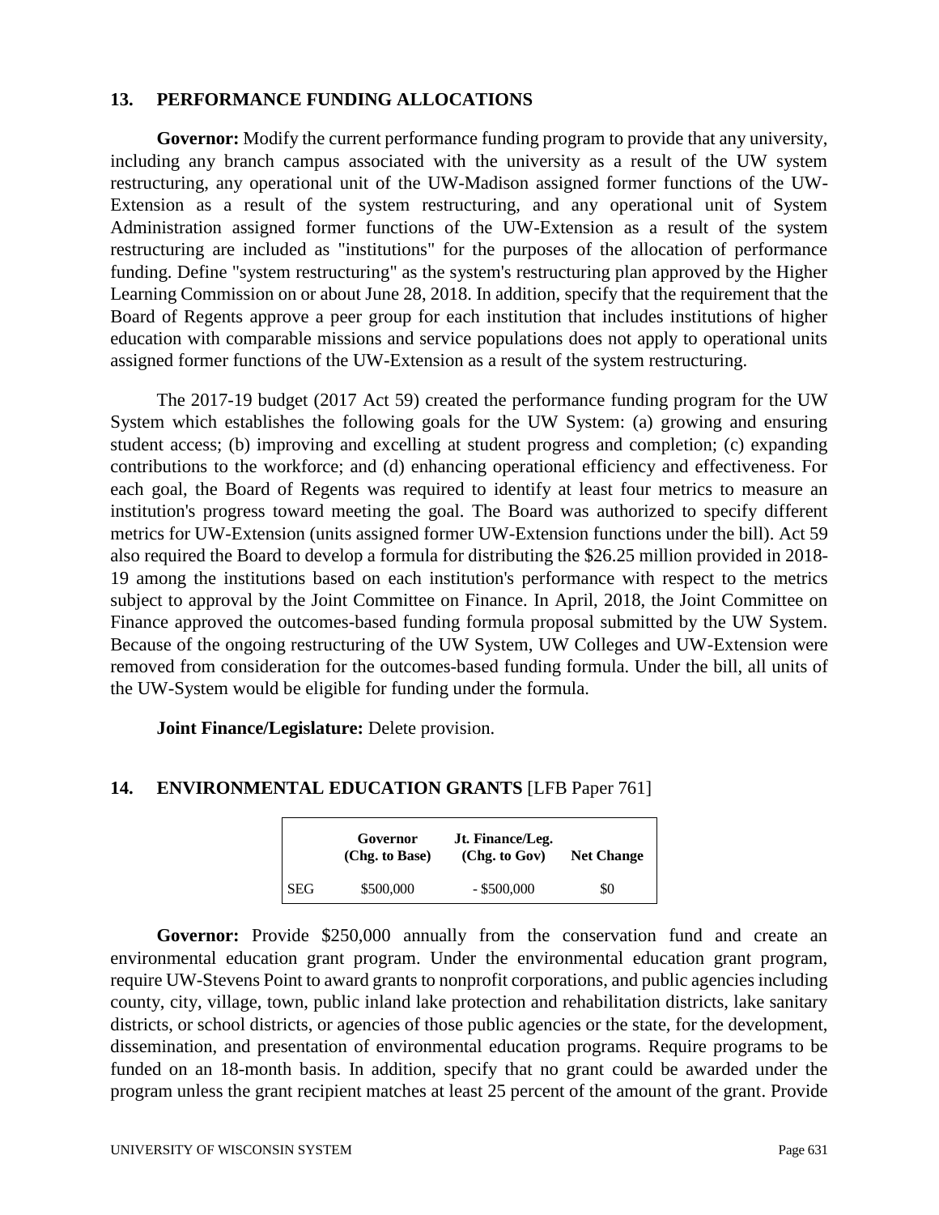## 13. PERFORMANCE FUNDING ALLOCATIONS

**Governor:** Modify the current performance funding program to provide that any university, including any branch campus associated with the university as a result of the UW system restructuring, any operational unit of the UW-Madison assigned former functions of the UW-Extension as a result of the system restructuring, and any operational unit of System Administration assigned former functions of the UW-Extension as a result of the system restructuring are included as "institutions" for the purposes of the allocation of performance funding. Define "system restructuring" as the system's restructuring plan approved by the Higher Learning Commission on or about June 28, 2018. In addition, specify that the requirement that the Board of Regents approve a peer group for each institution that includes institutions of higher education with comparable missions and service populations does not apply to operational units assigned former functions of the UW-Extension as a result of the system restructuring.

The 2017-19 budget (2017 Act 59) created the performance funding program for the UW System which establishes the following goals for the UW System: (a) growing and ensuring student access; (b) improving and excelling at student progress and completion; (c) expanding contributions to the workforce; and (d) enhancing operational efficiency and effectiveness. For each goal, the Board of Regents was required to identify at least four metrics to measure an institution's progress toward meeting the goal. The Board was authorized to specify different metrics for UW-Extension (units assigned former UW-Extension functions under the bill). Act 59 also required the Board to develop a formula for distributing the $26.25 million provided in 2018-19 among the institutions based on each institution's performance with respect to the metrics subject to approval by the Joint Committee on Finance. In April, 2018, the Joint Committee on Finance approved the outcomes-based funding formula proposal submitted by the UW System. Because of the ongoing restructuring of the UW System, UW Colleges and UW-Extension were removed from consideration for the outcomes-based funding formula. Under the bill, all units of the UW-System would be eligible for funding under the formula.

**Joint Finance/Legislature:** Delete provision.

## 14. ENVIRONMENTAL EDUCATION GRANTS [LFB Paper 761]

| | Governor (Chg. to Base) | Jt. Finance/Leg. (Chg. to Gov) | Net Change |
|---|---|---|---|
| SEG | $500,000 | - $500,000 | $0 |

**Governor:** Provide $250,000 annually from the conservation fund and create an environmental education grant program. Under the environmental education grant program, require UW-Stevens Point to award grants to nonprofit corporations, and public agencies including county, city, village, town, public inland lake protection and rehabilitation districts, lake sanitary districts, or school districts, or agencies of those public agencies or the state, for the development, dissemination, and presentation of environmental education programs. Require programs to be funded on an 18-month basis. In addition, specify that no grant could be awarded under the program unless the grant recipient matches at least 25 percent of the amount of the grant. Provide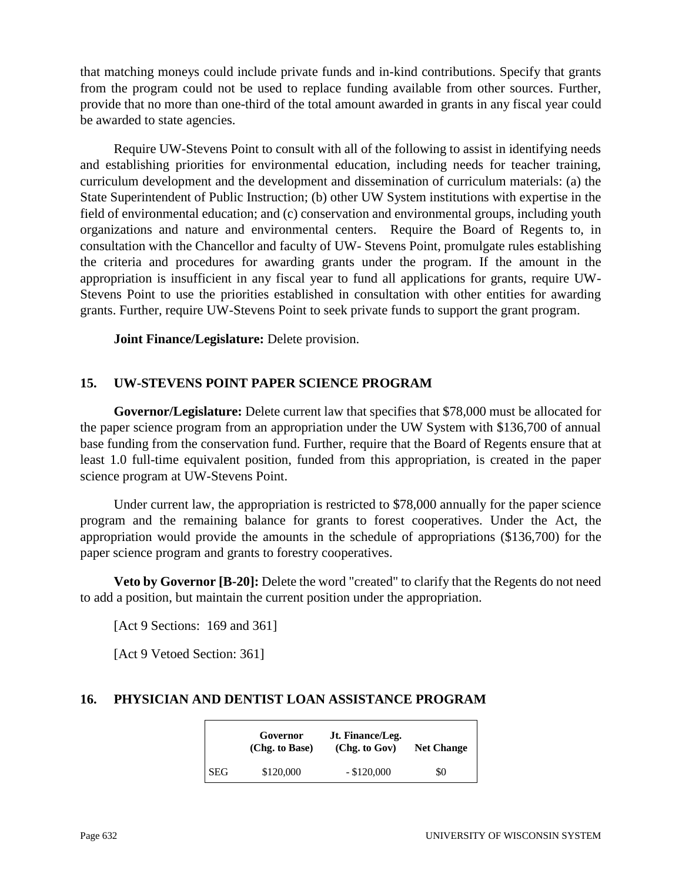that matching moneys could include private funds and in-kind contributions. Specify that grants from the program could not be used to replace funding available from other sources. Further, provide that no more than one-third of the total amount awarded in grants in any fiscal year could be awarded to state agencies.

Require UW-Stevens Point to consult with all of the following to assist in identifying needs and establishing priorities for environmental education, including needs for teacher training, curriculum development and the development and dissemination of curriculum materials: (a) the State Superintendent of Public Instruction; (b) other UW System institutions with expertise in the field of environmental education; and (c) conservation and environmental groups, including youth organizations and nature and environmental centers. Require the Board of Regents to, in consultation with the Chancellor and faculty of UW- Stevens Point, promulgate rules establishing the criteria and procedures for awarding grants under the program. If the amount in the appropriation is insufficient in any fiscal year to fund all applications for grants, require UW-Stevens Point to use the priorities established in consultation with other entities for awarding grants. Further, require UW-Stevens Point to seek private funds to support the grant program.

**Joint Finance/Legislature:** Delete provision.

## 15. UW-STEVENS POINT PAPER SCIENCE PROGRAM

**Governor/Legislature:** Delete current law that specifies that $78,000 must be allocated for the paper science program from an appropriation under the UW System with $136,700 of annual base funding from the conservation fund. Further, require that the Board of Regents ensure that at least 1.0 full-time equivalent position, funded from this appropriation, is created in the paper science program at UW-Stevens Point.

Under current law, the appropriation is restricted to $78,000 annually for the paper science program and the remaining balance for grants to forest cooperatives. Under the Act, the appropriation would provide the amounts in the schedule of appropriations ($136,700) for the paper science program and grants to forestry cooperatives.

**Veto by Governor [B-20]:** Delete the word "created" to clarify that the Regents do not need to add a position, but maintain the current position under the appropriation.

[Act 9 Sections: 169 and 361]

[Act 9 Vetoed Section: 361]

## 16. PHYSICIAN AND DENTIST LOAN ASSISTANCE PROGRAM

| | Governor (Chg. to Base) | Jt. Finance/Leg. (Chg. to Gov) | Net Change |
|---|---|---|---|
| SEG | $120,000 | - $120,000 | $0 |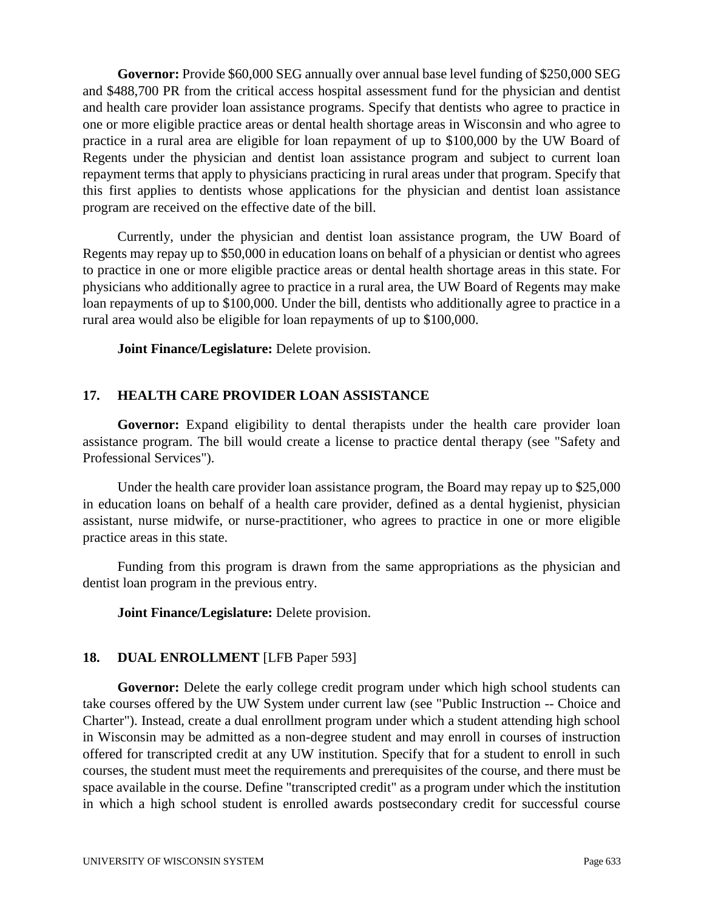**Governor:** Provide $60,000 SEG annually over annual base level funding of $250,000 SEG and $488,700 PR from the critical access hospital assessment fund for the physician and dentist and health care provider loan assistance programs. Specify that dentists who agree to practice in one or more eligible practice areas or dental health shortage areas in Wisconsin and who agree to practice in a rural area are eligible for loan repayment of up to $100,000 by the UW Board of Regents under the physician and dentist loan assistance program and subject to current loan repayment terms that apply to physicians practicing in rural areas under that program. Specify that this first applies to dentists whose applications for the physician and dentist loan assistance program are received on the effective date of the bill.

Currently, under the physician and dentist loan assistance program, the UW Board of Regents may repay up to $50,000 in education loans on behalf of a physician or dentist who agrees to practice in one or more eligible practice areas or dental health shortage areas in this state. For physicians who additionally agree to practice in a rural area, the UW Board of Regents may make loan repayments of up to $100,000. Under the bill, dentists who additionally agree to practice in a rural area would also be eligible for loan repayments of up to $100,000.

**Joint Finance/Legislature:** Delete provision.

## 17. HEALTH CARE PROVIDER LOAN ASSISTANCE

**Governor:** Expand eligibility to dental therapists under the health care provider loan assistance program. The bill would create a license to practice dental therapy (see "Safety and Professional Services").

Under the health care provider loan assistance program, the Board may repay up to $25,000 in education loans on behalf of a health care provider, defined as a dental hygienist, physician assistant, nurse midwife, or nurse-practitioner, who agrees to practice in one or more eligible practice areas in this state.

Funding from this program is drawn from the same appropriations as the physician and dentist loan program in the previous entry.

**Joint Finance/Legislature:** Delete provision.

## 18. DUAL ENROLLMENT [LFB Paper 593]

**Governor:** Delete the early college credit program under which high school students can take courses offered by the UW System under current law (see "Public Instruction -- Choice and Charter"). Instead, create a dual enrollment program under which a student attending high school in Wisconsin may be admitted as a non-degree student and may enroll in courses of instruction offered for transcripted credit at any UW institution. Specify that for a student to enroll in such courses, the student must meet the requirements and prerequisites of the course, and there must be space available in the course. Define "transcripted credit" as a program under which the institution in which a high school student is enrolled awards postsecondary credit for successful course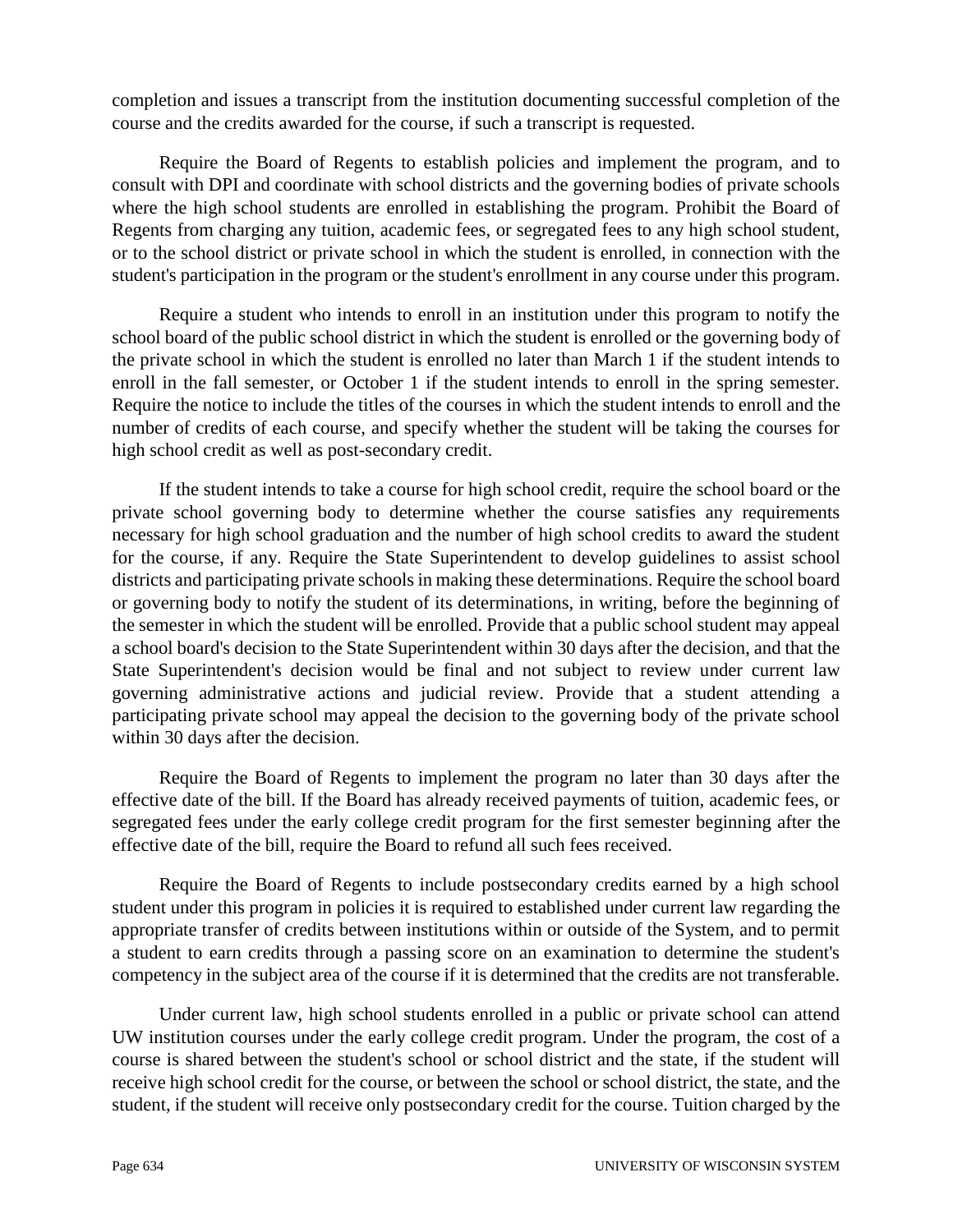completion and issues a transcript from the institution documenting successful completion of the course and the credits awarded for the course, if such a transcript is requested.

Require the Board of Regents to establish policies and implement the program, and to consult with DPI and coordinate with school districts and the governing bodies of private schools where the high school students are enrolled in establishing the program. Prohibit the Board of Regents from charging any tuition, academic fees, or segregated fees to any high school student, or to the school district or private school in which the student is enrolled, in connection with the student's participation in the program or the student's enrollment in any course under this program.

Require a student who intends to enroll in an institution under this program to notify the school board of the public school district in which the student is enrolled or the governing body of the private school in which the student is enrolled no later than March 1 if the student intends to enroll in the fall semester, or October 1 if the student intends to enroll in the spring semester. Require the notice to include the titles of the courses in which the student intends to enroll and the number of credits of each course, and specify whether the student will be taking the courses for high school credit as well as post-secondary credit.

If the student intends to take a course for high school credit, require the school board or the private school governing body to determine whether the course satisfies any requirements necessary for high school graduation and the number of high school credits to award the student for the course, if any. Require the State Superintendent to develop guidelines to assist school districts and participating private schools in making these determinations. Require the school board or governing body to notify the student of its determinations, in writing, before the beginning of the semester in which the student will be enrolled. Provide that a public school student may appeal a school board's decision to the State Superintendent within 30 days after the decision, and that the State Superintendent's decision would be final and not subject to review under current law governing administrative actions and judicial review. Provide that a student attending a participating private school may appeal the decision to the governing body of the private school within 30 days after the decision.

Require the Board of Regents to implement the program no later than 30 days after the effective date of the bill. If the Board has already received payments of tuition, academic fees, or segregated fees under the early college credit program for the first semester beginning after the effective date of the bill, require the Board to refund all such fees received.

Require the Board of Regents to include postsecondary credits earned by a high school student under this program in policies it is required to established under current law regarding the appropriate transfer of credits between institutions within or outside of the System, and to permit a student to earn credits through a passing score on an examination to determine the student's competency in the subject area of the course if it is determined that the credits are not transferable.

Under current law, high school students enrolled in a public or private school can attend UW institution courses under the early college credit program. Under the program, the cost of a course is shared between the student's school or school district and the state, if the student will receive high school credit for the course, or between the school or school district, the state, and the student, if the student will receive only postsecondary credit for the course. Tuition charged by the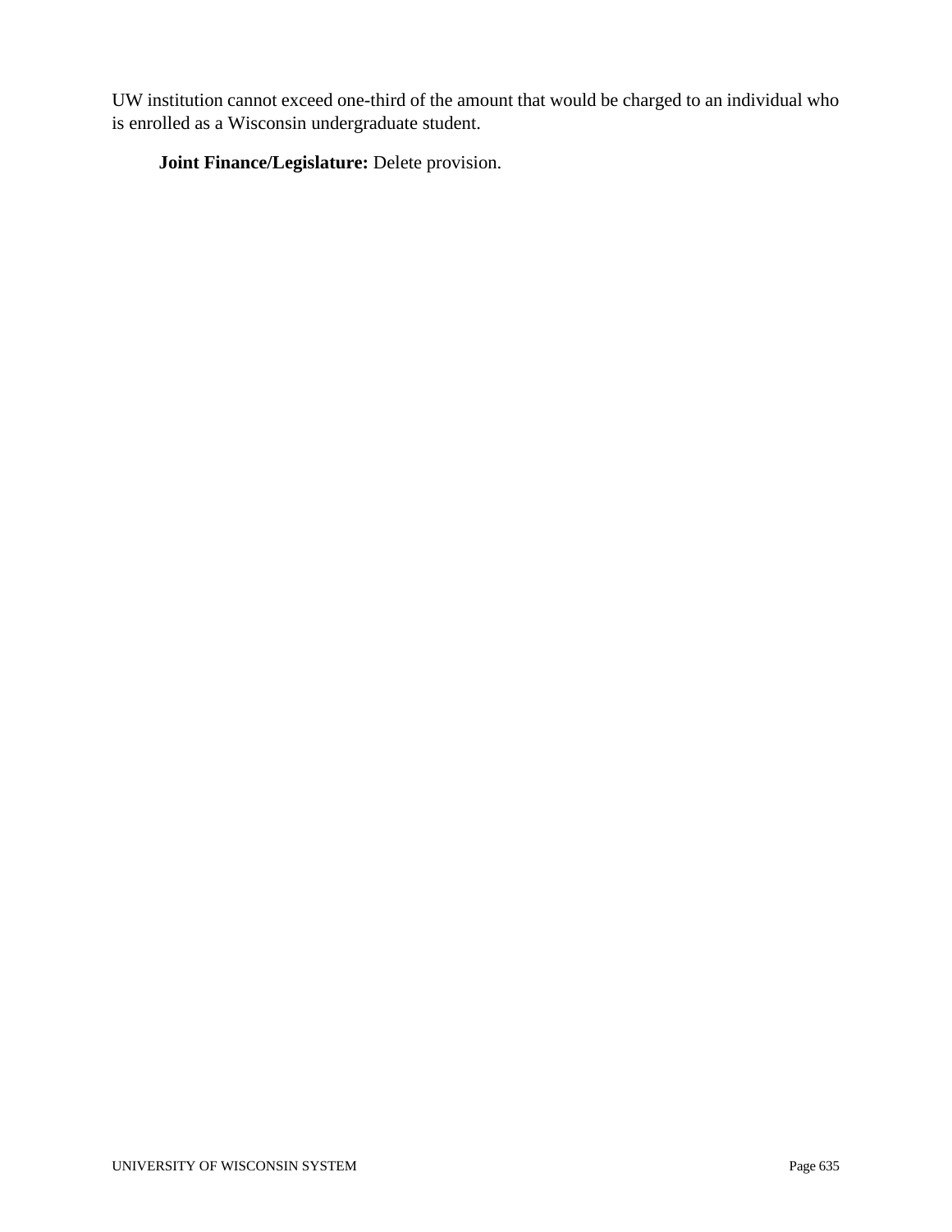UW institution cannot exceed one-third of the amount that would be charged to an individual who is enrolled as a Wisconsin undergraduate student.

**Joint Finance/Legislature:** Delete provision.